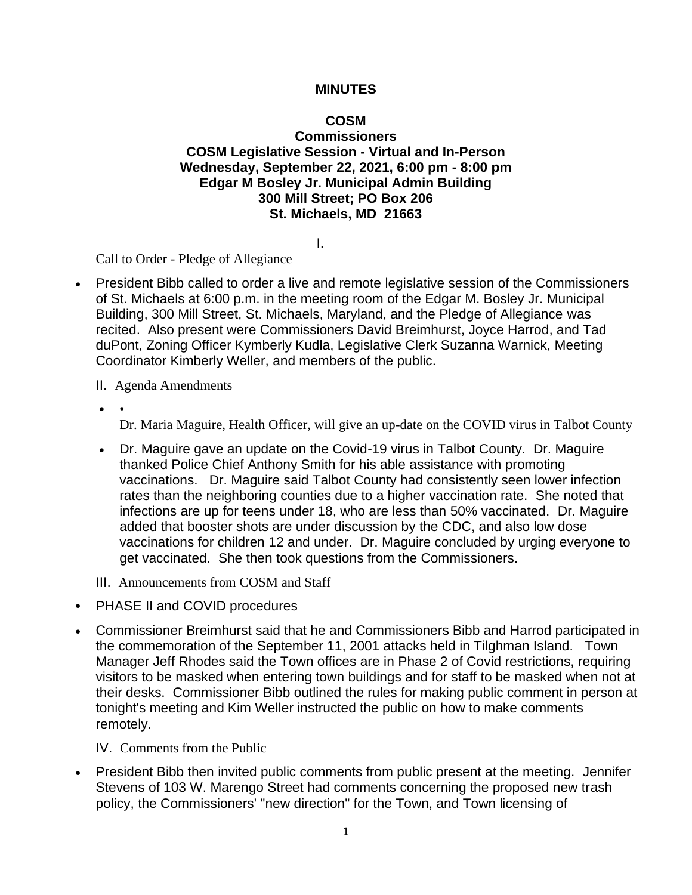**MINUTES**

**COSM**
**Commissioners**
**COSM Legislative Session - Virtual and In-Person**
**Wednesday, September 22, 2021, 6:00 pm - 8:00 pm**
**Edgar M Bosley Jr. Municipal Admin Building**
**300 Mill Street; PO Box 206**
**St. Michaels, MD 21663**

I. Call to Order - Pledge of Allegiance

- President Bibb called to order a live and remote legislative session of the Commissioners of St. Michaels at 6:00 p.m. in the meeting room of the Edgar M. Bosley Jr. Municipal Building, 300 Mill Street, St. Michaels, Maryland, and the Pledge of Allegiance was recited. Also present were Commissioners David Breimhurst, Joyce Harrod, and Tad duPont, Zoning Officer Kymberly Kudla, Legislative Clerk Suzanna Warnick, Meeting Coordinator Kimberly Weller, and members of the public.

II. Agenda Amendments

- Dr. Maria Maguire, Health Officer, will give an up-date on the COVID virus in Talbot County
- Dr. Maguire gave an update on the Covid-19 virus in Talbot County. Dr. Maguire thanked Police Chief Anthony Smith for his able assistance with promoting vaccinations. Dr. Maguire said Talbot County had consistently seen lower infection rates than the neighboring counties due to a higher vaccination rate. She noted that infections are up for teens under 18, who are less than 50% vaccinated. Dr. Maguire added that booster shots are under discussion by the CDC, and also low dose vaccinations for children 12 and under. Dr. Maguire concluded by urging everyone to get vaccinated. She then took questions from the Commissioners.

III. Announcements from COSM and Staff

- PHASE II and COVID procedures
- Commissioner Breimhurst said that he and Commissioners Bibb and Harrod participated in the commemoration of the September 11, 2001 attacks held in Tilghman Island. Town Manager Jeff Rhodes said the Town offices are in Phase 2 of Covid restrictions, requiring visitors to be masked when entering town buildings and for staff to be masked when not at their desks. Commissioner Bibb outlined the rules for making public comment in person at tonight's meeting and Kim Weller instructed the public on how to make comments remotely.

IV. Comments from the Public

- President Bibb then invited public comments from public present at the meeting. Jennifer Stevens of 103 W. Marengo Street had comments concerning the proposed new trash policy, the Commissioners' "new direction" for the Town, and Town licensing of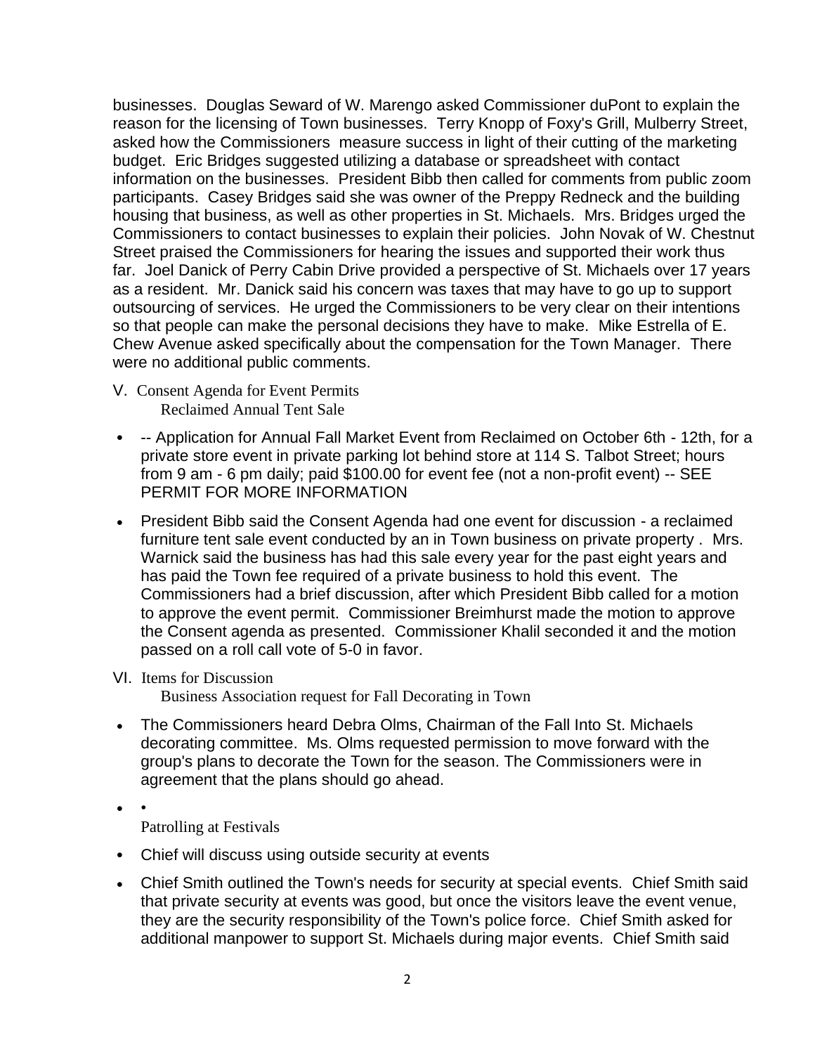businesses. Douglas Seward of W. Marengo asked Commissioner duPont to explain the reason for the licensing of Town businesses. Terry Knopp of Foxy's Grill, Mulberry Street, asked how the Commissioners measure success in light of their cutting of the marketing budget. Eric Bridges suggested utilizing a database or spreadsheet with contact information on the businesses. President Bibb then called for comments from public zoom participants. Casey Bridges said she was owner of the Preppy Redneck and the building housing that business, as well as other properties in St. Michaels. Mrs. Bridges urged the Commissioners to contact businesses to explain their policies. John Novak of W. Chestnut Street praised the Commissioners for hearing the issues and supported their work thus far. Joel Danick of Perry Cabin Drive provided a perspective of St. Michaels over 17 years as a resident. Mr. Danick said his concern was taxes that may have to go up to support outsourcing of services. He urged the Commissioners to be very clear on their intentions so that people can make the personal decisions they have to make. Mike Estrella of E. Chew Avenue asked specifically about the compensation for the Town Manager. There were no additional public comments.

V. Consent Agenda for Event Permits
Reclaimed Annual Tent Sale

- -- Application for Annual Fall Market Event from Reclaimed on October 6th - 12th, for a private store event in private parking lot behind store at 114 S. Talbot Street; hours from 9 am - 6 pm daily; paid $100.00 for event fee (not a non-profit event) -- SEE PERMIT FOR MORE INFORMATION
- President Bibb said the Consent Agenda had one event for discussion - a reclaimed furniture tent sale event conducted by an in Town business on private property . Mrs. Warnick said the business has had this sale every year for the past eight years and has paid the Town fee required of a private business to hold this event. The Commissioners had a brief discussion, after which President Bibb called for a motion to approve the event permit. Commissioner Breimhurst made the motion to approve the Consent agenda as presented. Commissioner Khalil seconded it and the motion passed on a roll call vote of 5-0 in favor.

VI. Items for Discussion
Business Association request for Fall Decorating in Town

- The Commissioners heard Debra Olms, Chairman of the Fall Into St. Michaels decorating committee. Ms. Olms requested permission to move forward with the group's plans to decorate the Town for the season. The Commissioners were in agreement that the plans should go ahead.
- •

Patrolling at Festivals

- Chief will discuss using outside security at events
- Chief Smith outlined the Town's needs for security at special events. Chief Smith said that private security at events was good, but once the visitors leave the event venue, they are the security responsibility of the Town's police force. Chief Smith asked for additional manpower to support St. Michaels during major events. Chief Smith said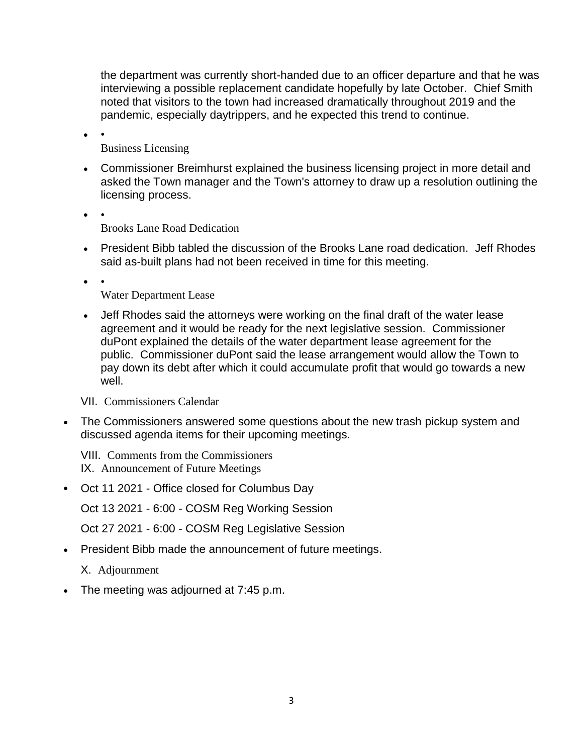the department was currently short-handed due to an officer departure and that he was interviewing a possible replacement candidate hopefully by late October. Chief Smith noted that visitors to the town had increased dramatically throughout 2019 and the pandemic, especially daytrippers, and he expected this trend to continue.

- Business Licensing
- Commissioner Breimhurst explained the business licensing project in more detail and asked the Town manager and the Town's attorney to draw up a resolution outlining the licensing process.
- Brooks Lane Road Dedication
- President Bibb tabled the discussion of the Brooks Lane road dedication. Jeff Rhodes said as-built plans had not been received in time for this meeting.
- Water Department Lease
- Jeff Rhodes said the attorneys were working on the final draft of the water lease agreement and it would be ready for the next legislative session. Commissioner duPont explained the details of the water department lease agreement for the public. Commissioner duPont said the lease arrangement would allow the Town to pay down its debt after which it could accumulate profit that would go towards a new well.

VII. Commissioners Calendar

- The Commissioners answered some questions about the new trash pickup system and discussed agenda items for their upcoming meetings.

VIII. Comments from the Commissioners

IX. Announcement of Future Meetings

- Oct 11 2021 - Office closed for Columbus Day

  Oct 13 2021 - 6:00 - COSM Reg Working Session

  Oct 27 2021 - 6:00 - COSM Reg Legislative Session

- President Bibb made the announcement of future meetings.

X. Adjournment

- The meeting was adjourned at 7:45 p.m.